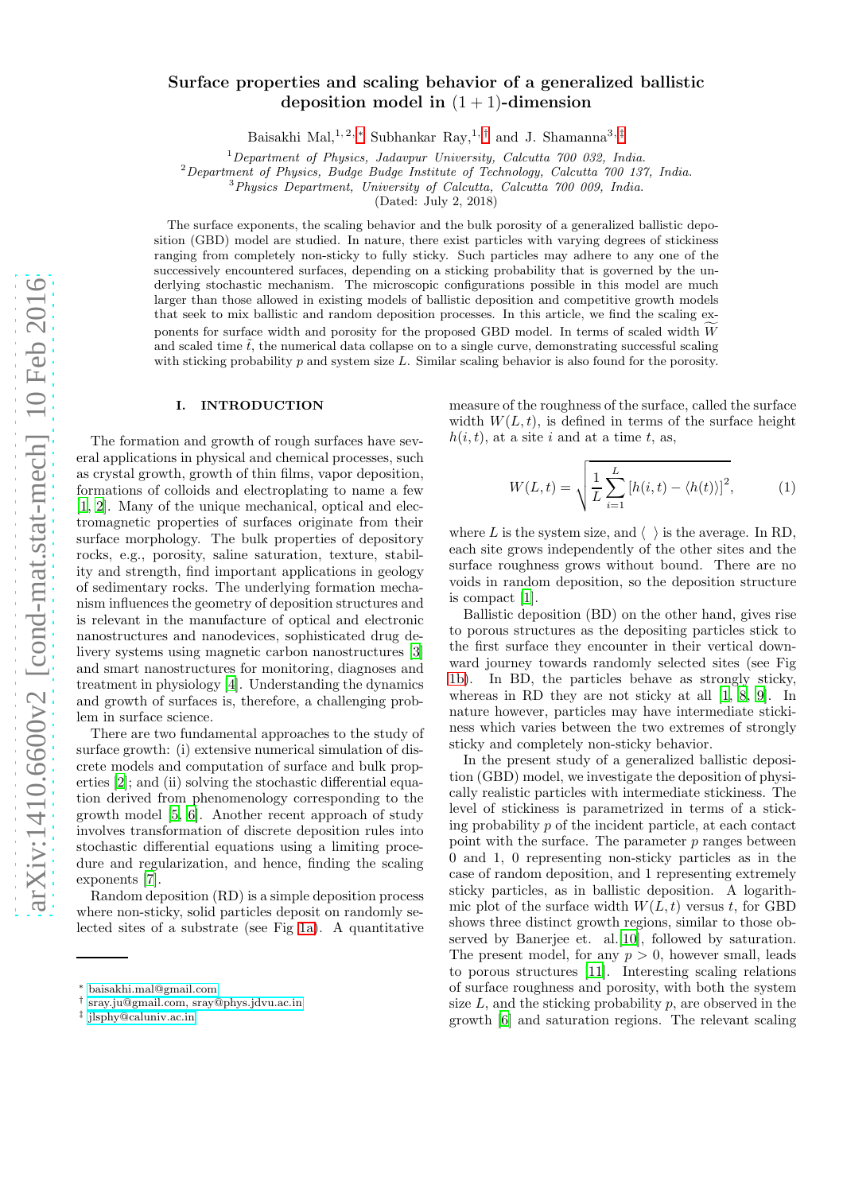# Surface properties and scaling behavior of a generalized ballistic deposition model in $(1 + 1)$-dimension

Baisakhi Mal,[1,2,*] Subhankar Ray,[1,†] and J. Shamanna[3,‡]

[1] *Department of Physics, Jadavpur University, Calcutta 700 032, India.*
[2] *Department of Physics, Budge Budge Institute of Technology, Calcutta 700 137, India.*
[3] *Physics Department, University of Calcutta, Calcutta 700 009, India.*

(Dated: July 2, 2018)

The surface exponents, the scaling behavior and the bulk porosity of a generalized ballistic deposition (GBD) model are studied. In nature, there exist particles with varying degrees of stickiness ranging from completely non-sticky to fully sticky. Such particles may adhere to any one of the successively encountered surfaces, depending on a sticking probability that is governed by the underlying stochastic mechanism. The microscopic configurations possible in this model are much larger than those allowed in existing models of ballistic deposition and competitive growth models that seek to mix ballistic and random deposition processes. In this article, we find the scaling exponents for surface width and porosity for the proposed GBD model. In terms of scaled width $\widetilde{W}$ and scaled time $\tilde{t}$, the numerical data collapse on to a single curve, demonstrating successful scaling with sticking probability $p$ and system size $L$. Similar scaling behavior is also found for the porosity.

## I. INTRODUCTION

The formation and growth of rough surfaces have several applications in physical and chemical processes, such as crystal growth, growth of thin films, vapor deposition, formations of colloids and electroplating to name a few [1, 2]. Many of the unique mechanical, optical and electromagnetic properties of surfaces originate from their surface morphology. The bulk properties of depository rocks, e.g., porosity, saline saturation, texture, stability and strength, find important applications in geology of sedimentary rocks. The underlying formation mechanism influences the geometry of deposition structures and is relevant in the manufacture of optical and electronic nanostructures and nanodevices, sophisticated drug delivery systems using magnetic carbon nanostructures [3] and smart nanostructures for monitoring, diagnoses and treatment in physiology [4]. Understanding the dynamics and growth of surfaces is, therefore, a challenging problem in surface science.

There are two fundamental approaches to the study of surface growth: (i) extensive numerical simulation of discrete models and computation of surface and bulk properties [2]; and (ii) solving the stochastic differential equation derived from phenomenology corresponding to the growth model [5, 6]. Another recent approach of study involves transformation of discrete deposition rules into stochastic differential equations using a limiting procedure and regularization, and hence, finding the scaling exponents [7].

Random deposition (RD) is a simple deposition process where non-sticky, solid particles deposit on randomly selected sites of a substrate (see Fig 1a). A quantitative measure of the roughness of the surface, called the surface width $W(L,t)$, is defined in terms of the surface height $h(i,t)$, at a site $i$ and at a time $t$, as,

$$W(L,t) = \sqrt{\frac{1}{L}\sum_{i=1}^{L}\left[h(i,t) - \langle h(t)\rangle\right]^2}, \qquad (1)$$

where $L$ is the system size, and $\langle\ \rangle$ is the average. In RD, each site grows independently of the other sites and the surface roughness grows without bound. There are no voids in random deposition, so the deposition structure is compact [1].

Ballistic deposition (BD) on the other hand, gives rise to porous structures as the depositing particles stick to the first surface they encounter in their vertical downward journey towards randomly selected sites (see Fig 1b). In BD, the particles behave as strongly sticky, whereas in RD they are not sticky at all [1, 8, 9]. In nature however, particles may have intermediate stickiness which varies between the two extremes of strongly sticky and completely non-sticky behavior.

In the present study of a generalized ballistic deposition (GBD) model, we investigate the deposition of physically realistic particles with intermediate stickiness. The level of stickiness is parametrized in terms of a sticking probability $p$ of the incident particle, at each contact point with the surface. The parameter $p$ ranges between 0 and 1, 0 representing non-sticky particles as in the case of random deposition, and 1 representing extremely sticky particles, as in ballistic deposition. A logarithmic plot of the surface width $W(L,t)$ versus $t$, for GBD shows three distinct growth regions, similar to those observed by Banerjee et. al.[10], followed by saturation. The present model, for any $p > 0$, however small, leads to porous structures [11]. Interesting scaling relations of surface roughness and porosity, with both the system size $L$, and the sticking probability $p$, are observed in the growth [6] and saturation regions. The relevant scaling

---

* baisakhi.mal@gmail.com
† sray.ju@gmail.com, sray@phys.jdvu.ac.in
‡ jlsphy@caluniv.ac.in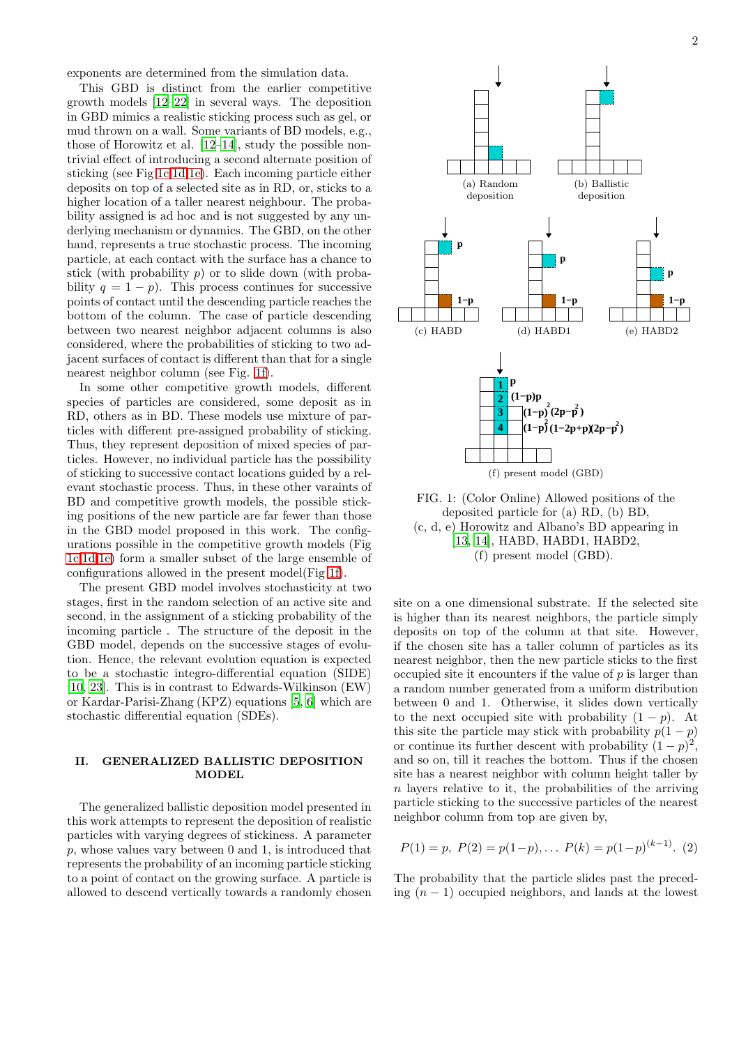exponents are determined from the simulation data.

This GBD is distinct from the earlier competitive growth models [12–22] in several ways. The deposition in GBD mimics a realistic sticking process such as gel, or mud thrown on a wall. Some variants of BD models, e.g., those of Horowitz et al. [12–14], study the possible non-trivial effect of introducing a second alternate position of sticking (see Fig 1c,1d,1e). Each incoming particle either deposits on top of a selected site as in RD, or, sticks to a higher location of a taller nearest neighbour. The probability assigned is ad hoc and is not suggested by any underlying mechanism or dynamics. The GBD, on the other hand, represents a true stochastic process. The incoming particle, at each contact with the surface has a chance to stick (with probability $p$) or to slide down (with probability $q = 1 - p$). This process continues for successive points of contact until the descending particle reaches the bottom of the column. The case of particle descending between two nearest neighbor adjacent columns is also considered, where the probabilities of sticking to two adjacent surfaces of contact is different than that for a single nearest neighbor column (see Fig. 1f).

In some other competitive growth models, different species of particles are considered, some deposit as in RD, others as in BD. These models use mixture of particles with different pre-assigned probability of sticking. Thus, they represent deposition of mixed species of particles. However, no individual particle has the possibility of sticking to successive contact locations guided by a relevant stochastic process. Thus, in these other varaints of BD and competitive growth models, the possible sticking positions of the new particle are far fewer than those in the GBD model proposed in this work. The configurations possible in the competitive growth models (Fig 1c,1d,1e) form a smaller subset of the large ensemble of configurations allowed in the present model(Fig 1f).

The present GBD model involves stochasticity at two stages, first in the random selection of an active site and second, in the assignment of a sticking probability of the incoming particle . The structure of the deposit in the GBD model, depends on the successive stages of evolution. Hence, the relevant evolution equation is expected to be a stochastic integro-differential equation (SIDE) [10, 23]. This is in contrast to Edwards-Wilkinson (EW) or Kardar-Parisi-Zhang (KPZ) equations [5, 6] which are stochastic differential equation (SDEs).

## II. GENERALIZED BALLISTIC DEPOSITION MODEL

The generalized ballistic deposition model presented in this work attempts to represent the deposition of realistic particles with varying degrees of stickiness. A parameter $p$, whose values vary between 0 and 1, is introduced that represents the probability of an incoming particle sticking to a point of contact on the growing surface. A particle is allowed to descend vertically towards a randomly chosen site on a one dimensional substrate. If the selected site is higher than its nearest neighbors, the particle simply deposits on top of the column at that site. However, if the chosen site has a taller column of particles as its nearest neighbor, then the new particle sticks to the first occupied site it encounters if the value of $p$ is larger than a random number generated from a uniform distribution between 0 and 1. Otherwise, it slides down vertically to the next occupied site with probability $(1 - p)$. At this site the particle may stick with probability $p(1 - p)$ or continue its further descent with probability $(1 - p)^2$, and so on, till it reaches the bottom. Thus if the chosen site has a nearest neighbor with column height taller by $n$ layers relative to it, the probabilities of the arriving particle sticking to the successive particles of the nearest neighbor column from top are given by,

$$P(1) = p,\ P(2) = p(1-p), \dots\ P(k) = p(1-p)^{(k-1)}. \quad (2)$$

The probability that the particle slides past the preceding $(n - 1)$ occupied neighbors, and lands at the lowest

(a) Random deposition (b) Ballistic deposition (c) HABD (d) HABD1 (e) HABD2 (f) present model (GBD)

FIG. 1: (Color Online) Allowed positions of the deposited particle for (a) RD, (b) BD, (c, d, e) Horowitz and Albano's BD appearing in [13, 14], HABD, HABD1, HABD2, (f) present model (GBD).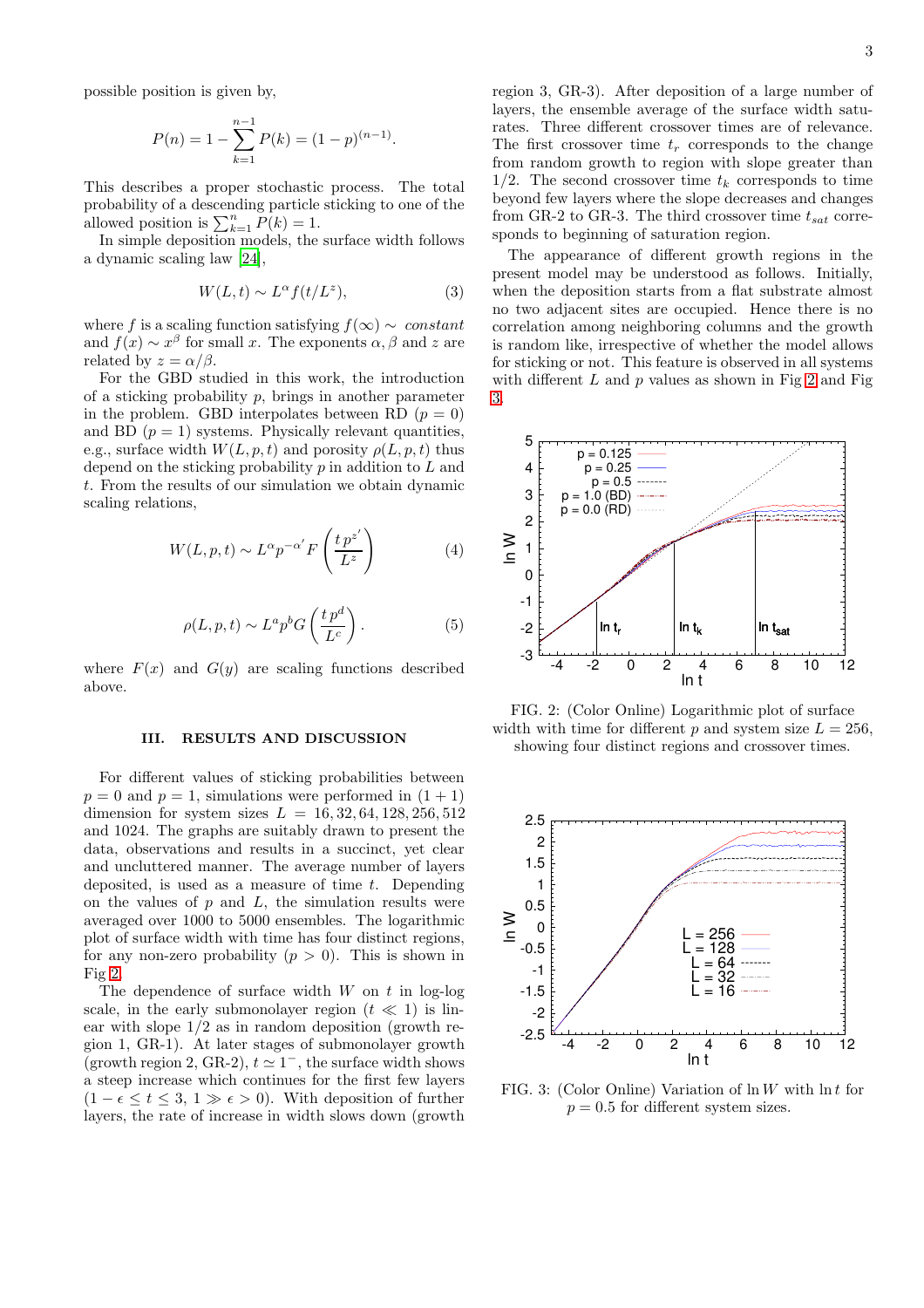possible position is given by,

$$P(n) = 1 - \sum_{k=1}^{n-1} P(k) = (1-p)^{(n-1)}.$$

This describes a proper stochastic process. The total probability of a descending particle sticking to one of the allowed position is $\sum_{k=1}^{n} P(k) = 1$.

In simple deposition models, the surface width follows a dynamic scaling law [24],

$$W(L,t) \sim L^{\alpha} f(t/L^{z}), \tag{3}$$

where $f$ is a scaling function satisfying $f(\infty) \sim$ *constant* and $f(x) \sim x^{\beta}$ for small $x$. The exponents $\alpha$, $\beta$ and $z$ are related by $z = \alpha/\beta$.

For the GBD studied in this work, the introduction of a sticking probability $p$, brings in another parameter in the problem. GBD interpolates between RD ($p = 0$) and BD ($p = 1$) systems. Physically relevant quantities, e.g., surface width $W(L,p,t)$ and porosity $\rho(L,p,t)$ thus depend on the sticking probability $p$ in addition to $L$ and $t$. From the results of our simulation we obtain dynamic scaling relations,

$$W(L,p,t) \sim L^{\alpha} p^{-\alpha'} F\left(\frac{t\, p^{z'}}{L^{z}}\right) \tag{4}$$

$$\rho(L,p,t) \sim L^{a} p^{b} G\left(\frac{t\, p^{d}}{L^{c}}\right). \tag{5}$$

where $F(x)$ and $G(y)$ are scaling functions described above.

## III. RESULTS AND DISCUSSION

For different values of sticking probabilities between $p = 0$ and $p = 1$, simulations were performed in $(1+1)$ dimension for system sizes $L = 16, 32, 64, 128, 256, 512$ and 1024. The graphs are suitably drawn to present the data, observations and results in a succinct, yet clear and uncluttered manner. The average number of layers deposited, is used as a measure of time $t$. Depending on the values of $p$ and $L$, the simulation results were averaged over 1000 to 5000 ensembles. The logarithmic plot of surface width with time has four distinct regions, for any non-zero probability ($p > 0$). This is shown in Fig 2.

The dependence of surface width $W$ on $t$ in log-log scale, in the early submonolayer region ($t \ll 1$) is linear with slope 1/2 as in random deposition (growth region 1, GR-1). At later stages of submonolayer growth (growth region 2, GR-2), $t \simeq 1^{-}$, the surface width shows a steep increase which continues for the first few layers ($1 - \epsilon \leq t \leq 3$, $1 \gg \epsilon > 0$). With deposition of further layers, the rate of increase in width slows down (growth region 3, GR-3). After deposition of a large number of layers, the ensemble average of the surface width saturates. Three different crossover times are of relevance. The first crossover time $t_r$ corresponds to the change from random growth to region with slope greater than 1/2. The second crossover time $t_k$ corresponds to time beyond few layers where the slope decreases and changes from GR-2 to GR-3. The third crossover time $t_{sat}$ corresponds to beginning of saturation region.

The appearance of different growth regions in the present model may be understood as follows. Initially, when the deposition starts from a flat substrate almost no two adjacent sites are occupied. Hence there is no correlation among neighboring columns and the growth is random like, irrespective of whether the model allows for sticking or not. This feature is observed in all systems with different $L$ and $p$ values as shown in Fig 2 and Fig 3.

FIG. 2: (Color Online) Logarithmic plot of surface width with time for different $p$ and system size $L = 256$, showing four distinct regions and crossover times.

FIG. 3: (Color Online) Variation of $\ln W$ with $\ln t$ for $p = 0.5$ for different system sizes.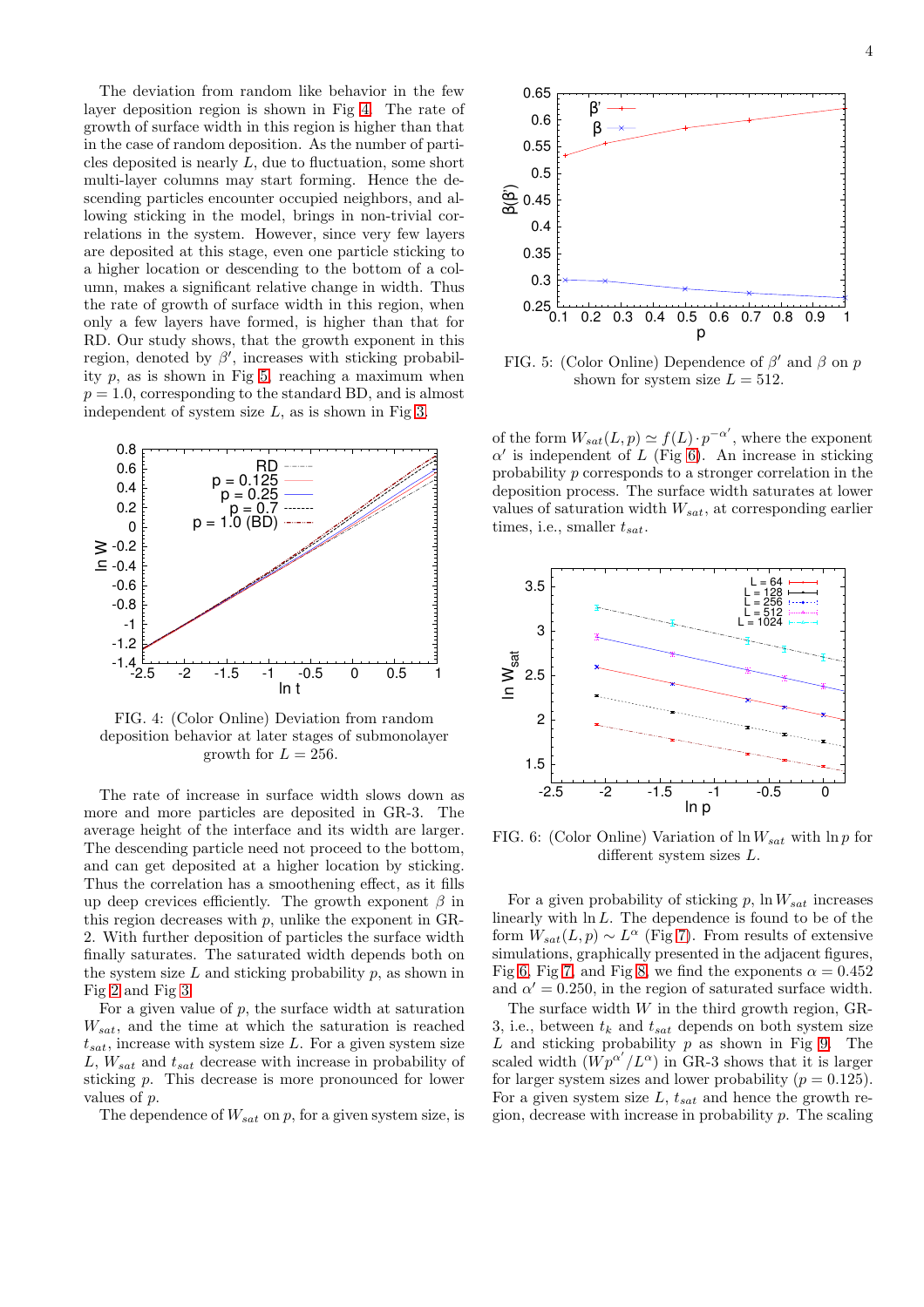The deviation from random like behavior in the few layer deposition region is shown in Fig 4. The rate of growth of surface width in this region is higher than that in the case of random deposition. As the number of particles deposited is nearly $L$, due to fluctuation, some short multi-layer columns may start forming. Hence the descending particles encounter occupied neighbors, and allowing sticking in the model, brings in non-trivial correlations in the system. However, since very few layers are deposited at this stage, even one particle sticking to a higher location or descending to the bottom of a column, makes a significant relative change in width. Thus the rate of growth of surface width in this region, when only a few layers have formed, is higher than that for RD. Our study shows, that the growth exponent in this region, denoted by $\beta'$, increases with sticking probability $p$, as is shown in Fig 5, reaching a maximum when $p = 1.0$, corresponding to the standard BD, and is almost independent of system size $L$, as is shown in Fig 3.

FIG. 4: (Color Online) Deviation from random deposition behavior at later stages of submonolayer growth for $L = 256$.

The rate of increase in surface width slows down as more and more particles are deposited in GR-3. The average height of the interface and its width are larger. The descending particle need not proceed to the bottom, and can get deposited at a higher location by sticking. Thus the correlation has a smoothening effect, as it fills up deep crevices efficiently. The growth exponent $\beta$ in this region decreases with $p$, unlike the exponent in GR-2. With further deposition of particles the surface width finally saturates. The saturated width depends both on the system size $L$ and sticking probability $p$, as shown in Fig 2 and Fig 3.

For a given value of $p$, the surface width at saturation $W_{sat}$, and the time at which the saturation is reached $t_{sat}$, increase with system size $L$. For a given system size $L$, $W_{sat}$ and $t_{sat}$ decrease with increase in probability of sticking $p$. This decrease is more pronounced for lower values of $p$.

The dependence of $W_{sat}$ on $p$, for a given system size, is of the form $W_{sat}(L, p) \simeq f(L) \cdot p^{-\alpha'}$, where the exponent $\alpha'$ is independent of $L$ (Fig 6). An increase in sticking probability $p$ corresponds to a stronger correlation in the deposition process. The surface width saturates at lower values of saturation width $W_{sat}$, at corresponding earlier times, i.e., smaller $t_{sat}$.

FIG. 5: (Color Online) Dependence of $\beta'$ and $\beta$ on $p$ shown for system size $L = 512$.

FIG. 6: (Color Online) Variation of $\ln W_{sat}$ with $\ln p$ for different system sizes $L$.

For a given probability of sticking $p$, $\ln W_{sat}$ increases linearly with $\ln L$. The dependence is found to be of the form $W_{sat}(L, p) \sim L^{\alpha}$ (Fig 7). From results of extensive simulations, graphically presented in the adjacent figures, Fig 6, Fig 7, and Fig 8, we find the exponents $\alpha = 0.452$ and $\alpha' = 0.250$, in the region of saturated surface width.

The surface width $W$ in the third growth region, GR-3, i.e., between $t_k$ and $t_{sat}$ depends on both system size $L$ and sticking probability $p$ as shown in Fig 9. The scaled width $(Wp^{\alpha'}/L^{\alpha})$ in GR-3 shows that it is larger for larger system sizes and lower probability ($p = 0.125$). For a given system size $L$, $t_{sat}$ and hence the growth region, decrease with increase in probability $p$. The scaling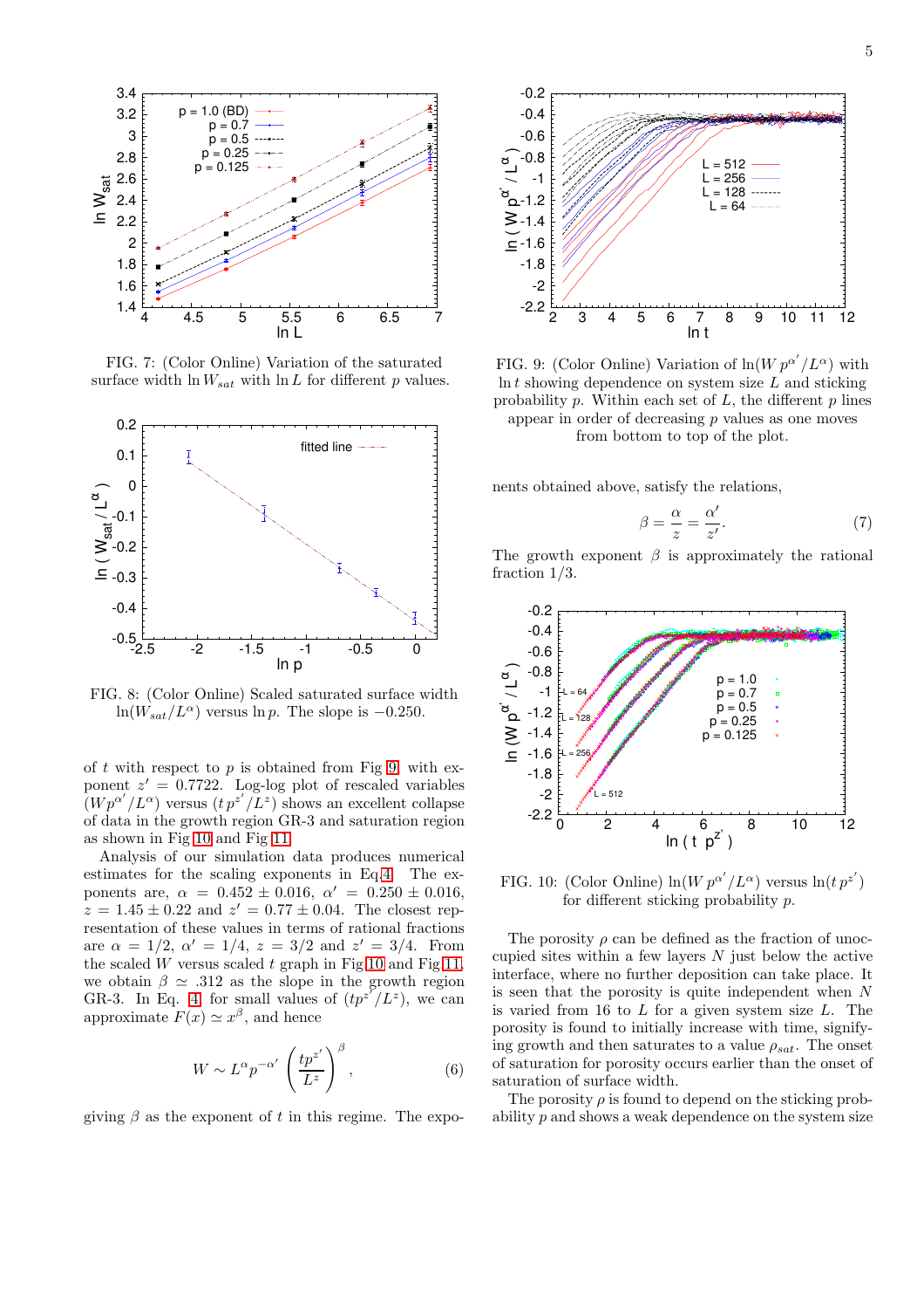FIG. 7: (Color Online) Variation of the saturated surface width $\ln W_{sat}$ with $\ln L$ for different $p$ values.

FIG. 8: (Color Online) Scaled saturated surface width $\ln(W_{sat}/L^{\alpha})$ versus $\ln p$. The slope is $-0.250$.

of $t$ with respect to $p$ is obtained from Fig 9, with exponent $z' = 0.7722$. Log-log plot of rescaled variables $(Wp^{\alpha'}/L^{\alpha})$ versus $(t\,p^{z'}/L^{z})$ shows an excellent collapse of data in the growth region GR-3 and saturation region as shown in Fig 10 and Fig 11.

Analysis of our simulation data produces numerical estimates for the scaling exponents in Eq.4. The exponents are, $\alpha = 0.452 \pm 0.016$, $\alpha' = 0.250 \pm 0.016$, $z = 1.45 \pm 0.22$ and $z' = 0.77 \pm 0.04$. The closest representation of these values in terms of rational fractions are $\alpha = 1/2$, $\alpha' = 1/4$, $z = 3/2$ and $z' = 3/4$. From the scaled $W$ versus scaled $t$ graph in Fig 10 and Fig 11, we obtain $\beta \simeq .312$ as the slope in the growth region GR-3. In Eq. 4 for small values of $(tp^{z'}/L^{z})$, we can approximate $F(x) \simeq x^{\beta}$, and hence

$$W \sim L^{\alpha} p^{-\alpha'} \left( \frac{tp^{z'}}{L^{z}} \right)^{\beta}, \tag{6}$$

giving $\beta$ as the exponent of $t$ in this regime. The exponents obtained above, satisfy the relations,

$$\beta = \frac{\alpha}{z} = \frac{\alpha'}{z'}. \tag{7}$$

The growth exponent $\beta$ is approximately the rational fraction $1/3$.

FIG. 9: (Color Online) Variation of $\ln(W\,p^{\alpha'}/L^{\alpha})$ with $\ln t$ showing dependence on system size $L$ and sticking probability $p$. Within each set of $L$, the different $p$ lines appear in order of decreasing $p$ values as one moves from bottom to top of the plot.

FIG. 10: (Color Online) $\ln(W\,p^{\alpha'}/L^{\alpha})$ versus $\ln(t\,p^{z'})$ for different sticking probability $p$.

The porosity $\rho$ can be defined as the fraction of unoccupied sites within a few layers $N$ just below the active interface, where no further deposition can take place. It is seen that the porosity is quite independent when $N$ is varied from 16 to $L$ for a given system size $L$. The porosity is found to initially increase with time, signifying growth and then saturates to a value $\rho_{sat}$. The onset of saturation for porosity occurs earlier than the onset of saturation of surface width.

The porosity $\rho$ is found to depend on the sticking probability $p$ and shows a weak dependence on the system size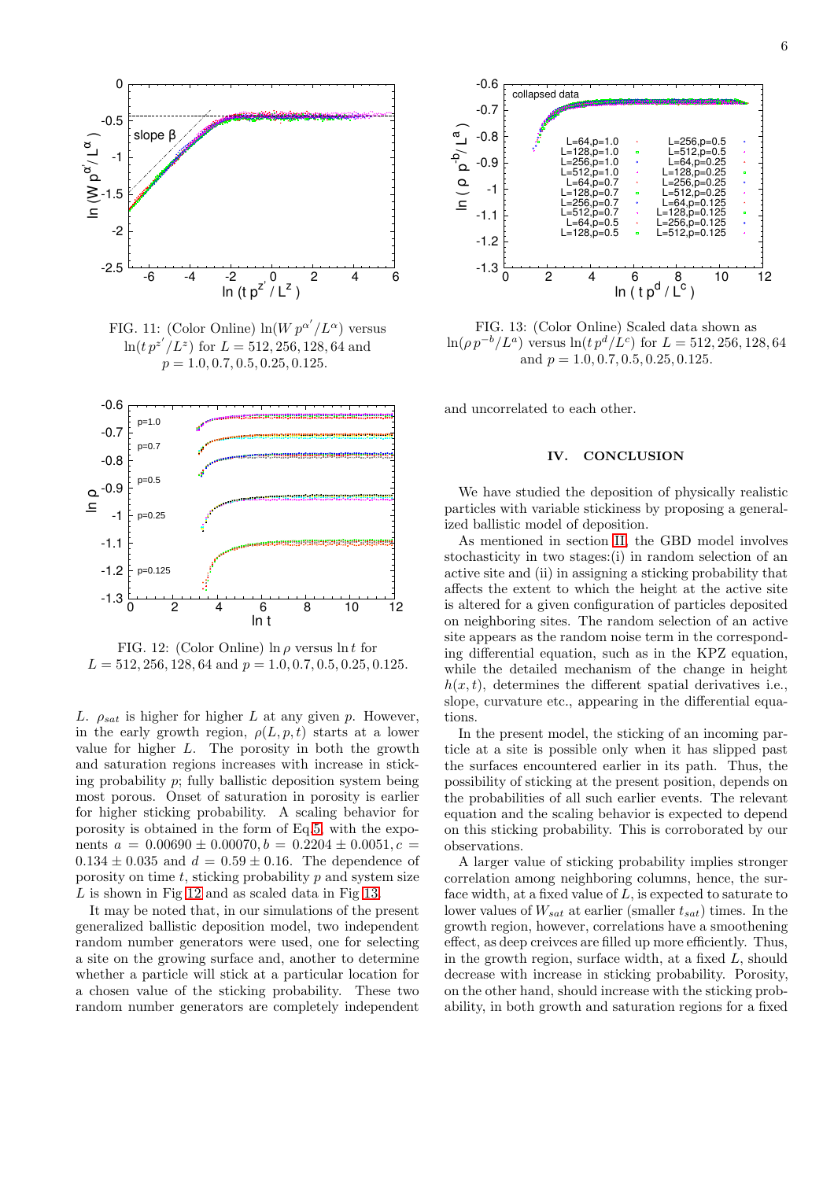FIG. 11: (Color Online) $\ln(W\,p^{\alpha'}/L^{\alpha})$ versus $\ln(t\,p^{z'}/L^{z})$ for $L = 512, 256, 128, 64$ and $p = 1.0, 0.7, 0.5, 0.25, 0.125$.

FIG. 12: (Color Online) $\ln\rho$ versus $\ln t$ for $L = 512, 256, 128, 64$ and $p = 1.0, 0.7, 0.5, 0.25, 0.125$.

$L$. $\rho_{sat}$ is higher for higher $L$ at any given $p$. However, in the early growth region, $\rho(L, p, t)$ starts at a lower value for higher $L$. The porosity in both the growth and saturation regions increases with increase in sticking probability $p$; fully ballistic deposition system being most porous. Onset of saturation in porosity is earlier for higher sticking probability. A scaling behavior for porosity is obtained in the form of Eq.5, with the exponents $a = 0.00690 \pm 0.00070, b = 0.2204 \pm 0.0051, c = 0.134 \pm 0.035$ and $d = 0.59 \pm 0.16$. The dependence of porosity on time $t$, sticking probability $p$ and system size $L$ is shown in Fig 12 and as scaled data in Fig 13.

It may be noted that, in our simulations of the present generalized ballistic deposition model, two independent random number generators were used, one for selecting a site on the growing surface and, another to determine whether a particle will stick at a particular location for a chosen value of the sticking probability. These two random number generators are completely independent

FIG. 13: (Color Online) Scaled data shown as $\ln(\rho\,p^{-b}/L^{a})$ versus $\ln(t\,p^{d}/L^{c})$ for $L = 512, 256, 128, 64$ and $p = 1.0, 0.7, 0.5, 0.25, 0.125$.

and uncorrelated to each other.

## IV. CONCLUSION

We have studied the deposition of physically realistic particles with variable stickiness by proposing a generalized ballistic model of deposition.

As mentioned in section II, the GBD model involves stochasticity in two stages:(i) in random selection of an active site and (ii) in assigning a sticking probability that affects the extent to which the height at the active site is altered for a given configuration of particles deposited on neighboring sites. The random selection of an active site appears as the random noise term in the corresponding differential equation, such as in the KPZ equation, while the detailed mechanism of the change in height $h(x, t)$, determines the different spatial derivatives i.e., slope, curvature etc., appearing in the differential equations.

In the present model, the sticking of an incoming particle at a site is possible only when it has slipped past the surfaces encountered earlier in its path. Thus, the possibility of sticking at the present position, depends on the probabilities of all such earlier events. The relevant equation and the scaling behavior is expected to depend on this sticking probability. This is corroborated by our observations.

A larger value of sticking probability implies stronger correlation among neighboring columns, hence, the surface width, at a fixed value of $L$, is expected to saturate to lower values of $W_{sat}$ at earlier (smaller $t_{sat}$) times. In the growth region, however, correlations have a smoothening effect, as deep creivces are filled up more efficiently. Thus, in the growth region, surface width, at a fixed $L$, should decrease with increase in sticking probability. Porosity, on the other hand, should increase with the sticking probability, in both growth and saturation regions for a fixed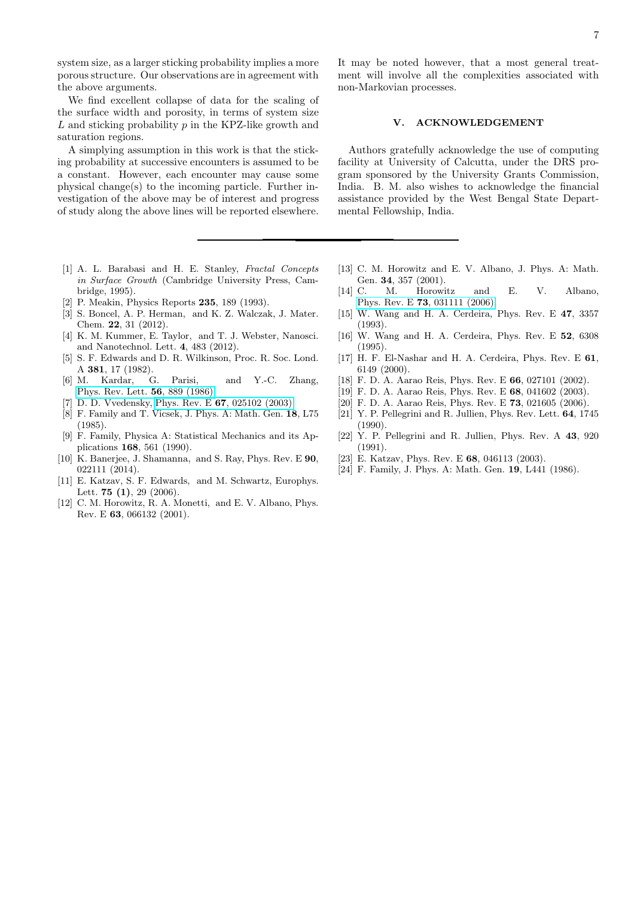system size, as a larger sticking probability implies a more porous structure. Our observations are in agreement with the above arguments.

We find excellent collapse of data for the scaling of the surface width and porosity, in terms of system size $L$ and sticking probability $p$ in the KPZ-like growth and saturation regions.

A simplying assumption in this work is that the sticking probability at successive encounters is assumed to be a constant. However, each encounter may cause some physical change(s) to the incoming particle. Further investigation of the above may be of interest and progress of study along the above lines will be reported elsewhere. It may be noted however, that a most general treatment will involve all the complexities associated with non-Markovian processes.

## V. ACKNOWLEDGEMENT

Authors gratefully acknowledge the use of computing facility at University of Calcutta, under the DRS program sponsored by the University Grants Commission, India. B. M. also wishes to acknowledge the financial assistance provided by the West Bengal State Departmental Fellowship, India.

---

[1] A. L. Barabasi and H. E. Stanley, *Fractal Concepts in Surface Growth* (Cambridge University Press, Cambridge, 1995).

[2] P. Meakin, Physics Reports **235**, 189 (1993).

[3] S. Boncel, A. P. Herman, and K. Z. Walczak, J. Mater. Chem. **22**, 31 (2012).

[4] K. M. Kummer, E. Taylor, and T. J. Webster, Nanosci. and Nanotechnol. Lett. **4**, 483 (2012).

[5] S. F. Edwards and D. R. Wilkinson, Proc. R. Soc. Lond. A **381**, 17 (1982).

[6] M. Kardar, G. Parisi, and Y.-C. Zhang, Phys. Rev. Lett. **56**, 889 (1986).

[7] D. D. Vvedensky, Phys. Rev. E **67**, 025102 (2003).

[8] F. Family and T. Vicsek, J. Phys. A: Math. Gen. **18**, L75 (1985).

[9] F. Family, Physica A: Statistical Mechanics and its Applications **168**, 561 (1990).

[10] K. Banerjee, J. Shamanna, and S. Ray, Phys. Rev. E **90**, 022111 (2014).

[11] E. Katzav, S. F. Edwards, and M. Schwartz, Europhys. Lett. **75 (1)**, 29 (2006).

[12] C. M. Horowitz, R. A. Monetti, and E. V. Albano, Phys. Rev. E **63**, 066132 (2001).

[13] C. M. Horowitz and E. V. Albano, J. Phys. A: Math. Gen. **34**, 357 (2001).

[14] C. M. Horowitz and E. V. Albano, Phys. Rev. E **73**, 031111 (2006).

[15] W. Wang and H. A. Cerdeira, Phys. Rev. E **47**, 3357 (1993).

[16] W. Wang and H. A. Cerdeira, Phys. Rev. E **52**, 6308 (1995).

[17] H. F. El-Nashar and H. A. Cerdeira, Phys. Rev. E **61**, 6149 (2000).

[18] F. D. A. Aarao Reis, Phys. Rev. E **66**, 027101 (2002).

[19] F. D. A. Aarao Reis, Phys. Rev. E **68**, 041602 (2003).

[20] F. D. A. Aarao Reis, Phys. Rev. E **73**, 021605 (2006).

[21] Y. P. Pellegrini and R. Jullien, Phys. Rev. Lett. **64**, 1745 (1990).

[22] Y. P. Pellegrini and R. Jullien, Phys. Rev. A **43**, 920 (1991).

[23] E. Katzav, Phys. Rev. E **68**, 046113 (2003).

[24] F. Family, J. Phys. A: Math. Gen. **19**, L441 (1986).